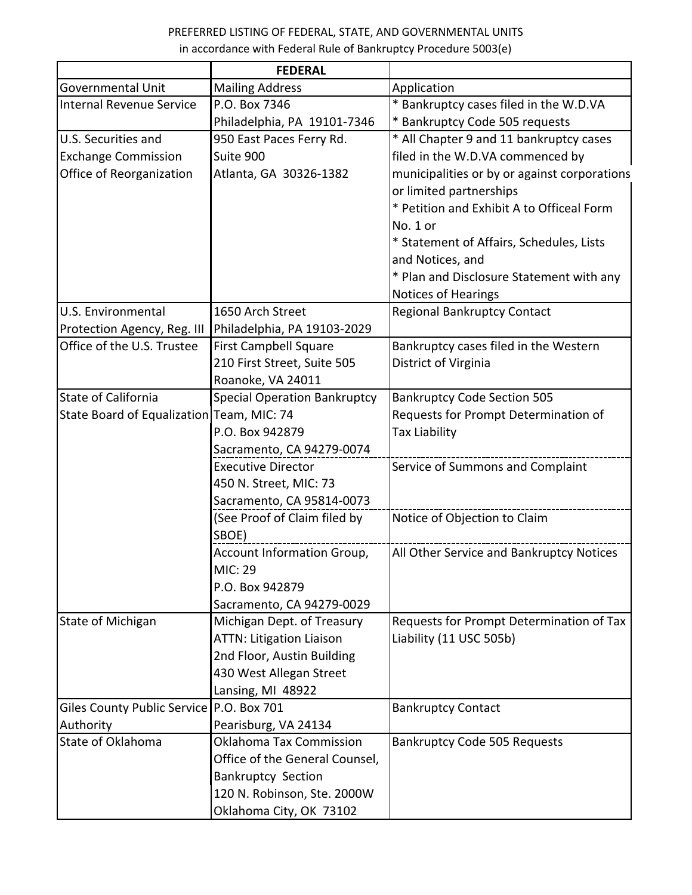PREFERRED LISTING OF FEDERAL, STATE, AND GOVERNMENTAL UNITS
in accordance with Federal Rule of Bankruptcy Procedure 5003(e)

| | **FEDERAL** | |
|---|---|---|
| Governmental Unit | Mailing Address | Application |
| Internal Revenue Service | P.O. Box 7346<br>Philadelphia, PA 19101-7346 | * Bankruptcy cases filed in the W.D.VA<br>* Bankruptcy Code 505 requests |
| U.S. Securities and Exchange Commission Office of Reorganization | 950 East Paces Ferry Rd.<br>Suite 900<br>Atlanta, GA 30326-1382 | * All Chapter 9 and 11 bankruptcy cases filed in the W.D.VA commenced by municipalities or by or against corporations or limited partnerships<br>* Petition and Exhibit A to Officeal Form No. 1 or<br>* Statement of Affairs, Schedules, Lists and Notices, and<br>* Plan and Disclosure Statement with any Notices of Hearings |
| U.S. Environmental Protection Agency, Reg. III | 1650 Arch Street<br>Philadelphia, PA 19103-2029 | Regional Bankruptcy Contact |
| Office of the U.S. Trustee | First Campbell Square<br>210 First Street, Suite 505<br>Roanoke, VA 24011 | Bankruptcy cases filed in the Western District of Virginia |
| State of California State Board of Equalization | Special Operation Bankruptcy Team, MIC: 74<br>P.O. Box 942879<br>Sacramento, CA 94279-0074 | Bankruptcy Code Section 505 Requests for Prompt Determination of Tax Liability |
| | Executive Director<br>450 N. Street, MIC: 73<br>Sacramento, CA 95814-0073 | Service of Summons and Complaint |
| | (See Proof of Claim filed by SBOE) | Notice of Objection to Claim |
| | Account Information Group, MIC: 29<br>P.O. Box 942879<br>Sacramento, CA 94279-0029 | All Other Service and Bankruptcy Notices |
| State of Michigan | Michigan Dept. of Treasury<br>ATTN: Litigation Liaison<br>2nd Floor, Austin Building<br>430 West Allegan Street<br>Lansing, MI 48922 | Requests for Prompt Determination of Tax Liability (11 USC 505b) |
| Giles County Public Service Authority | P.O. Box 701<br>Pearisburg, VA 24134 | Bankruptcy Contact |
| State of Oklahoma | Oklahoma Tax Commission<br>Office of the General Counsel,<br>Bankruptcy Section<br>120 N. Robinson, Ste. 2000W<br>Oklahoma City, OK 73102 | Bankruptcy Code 505 Requests |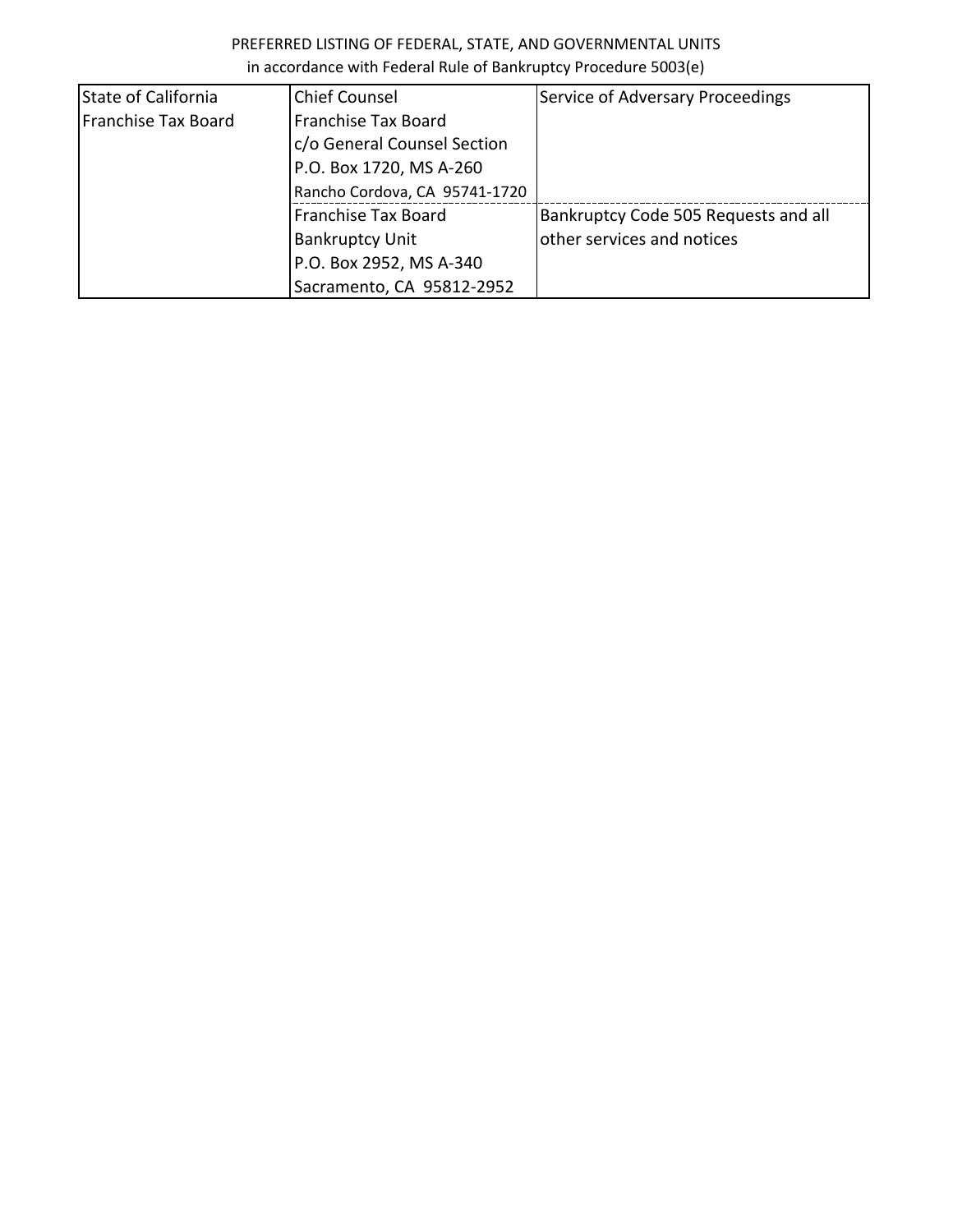PREFERRED LISTING OF FEDERAL, STATE, AND GOVERNMENTAL UNITS
in accordance with Federal Rule of Bankruptcy Procedure 5003(e)

| | | |
|---|---|---|
| State of California<br>Franchise Tax Board | Chief Counsel<br>Franchise Tax Board<br>c/o General Counsel Section<br>P.O. Box 1720, MS A-260<br>Rancho Cordova, CA 95741-1720 | Service of Adversary Proceedings |
| | Franchise Tax Board<br>Bankruptcy Unit<br>P.O. Box 2952, MS A-340<br>Sacramento, CA 95812-2952 | Bankruptcy Code 505 Requests and all other services and notices |